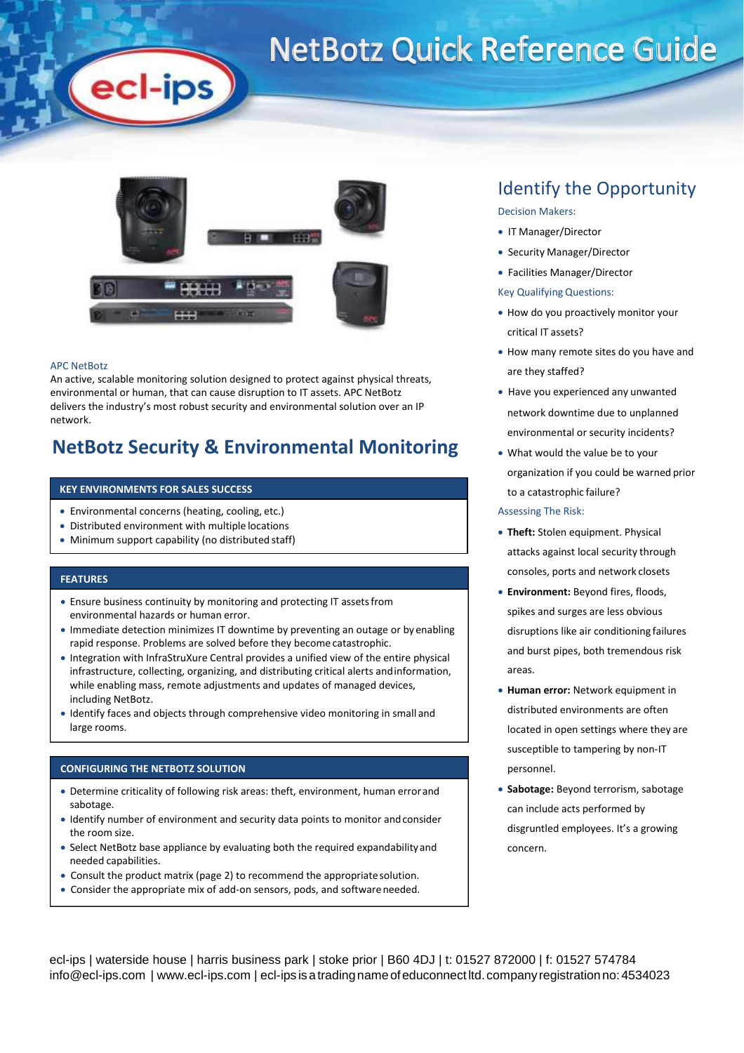# NetBotz Quick Reference Guide

APC NetBotz

An active, scalable monitoring solution designed to protect against physical threats, environmental or human, that can cause disruption to IT assets. APC NetBotz delivers the industry's most robust security and environmental solution over an IP network.

## NetBotz Security & Environmental Monitoring

### KEY ENVIRONMENTS FOR SALES SUCCESS

- Environmental concerns (heating, cooling, etc.)
- Distributed environment with multiple locations
- Minimum support capability (no distributed staff)

### FEATURES

- Ensure business continuity by monitoring and protecting IT assets from environmental hazards or human error.
- Immediate detection minimizes IT downtime by preventing an outage or by enabling rapid response. Problems are solved before they become catastrophic.
- Integration with InfraStruXure Central provides a unified view of the entire physical infrastructure, collecting, organizing, and distributing critical alerts and information, while enabling mass, remote adjustments and updates of managed devices, including NetBotz.
- Identify faces and objects through comprehensive video monitoring in small and large rooms.

### CONFIGURING THE NETBOTZ SOLUTION

- Determine criticality of following risk areas: theft, environment, human error and sabotage.
- Identify number of environment and security data points to monitor and consider the room size.
- Select NetBotz base appliance by evaluating both the required expandability and needed capabilities.
- Consult the product matrix (page 2) to recommend the appropriate solution.
- Consider the appropriate mix of add-on sensors, pods, and software needed.

## Identify the Opportunity

Decision Makers:

- IT Manager/Director
- Security Manager/Director
- Facilities Manager/Director

Key Qualifying Questions:

- How do you proactively monitor your critical IT assets?
- How many remote sites do you have and are they staffed?
- Have you experienced any unwanted network downtime due to unplanned environmental or security incidents?
- What would the value be to your organization if you could be warned prior to a catastrophic failure?

Assessing The Risk:

- **Theft:** Stolen equipment. Physical attacks against local security through consoles, ports and network closets
- **Environment:** Beyond fires, floods, spikes and surges are less obvious disruptions like air conditioning failures and burst pipes, both tremendous risk areas.
- **Human error:** Network equipment in distributed environments are often located in open settings where they are susceptible to tampering by non-IT personnel.
- **Sabotage:** Beyond terrorism, sabotage can include acts performed by disgruntled employees. It's a growing concern.

ecl-ips | waterside house | harris business park | stoke prior | B60 4DJ | t: 01527 872000 | f: 01527 574784
info@ecl-ips.com | www.ecl-ips.com | ecl-ips is a trading name of educonnect ltd. company registration no: 4534023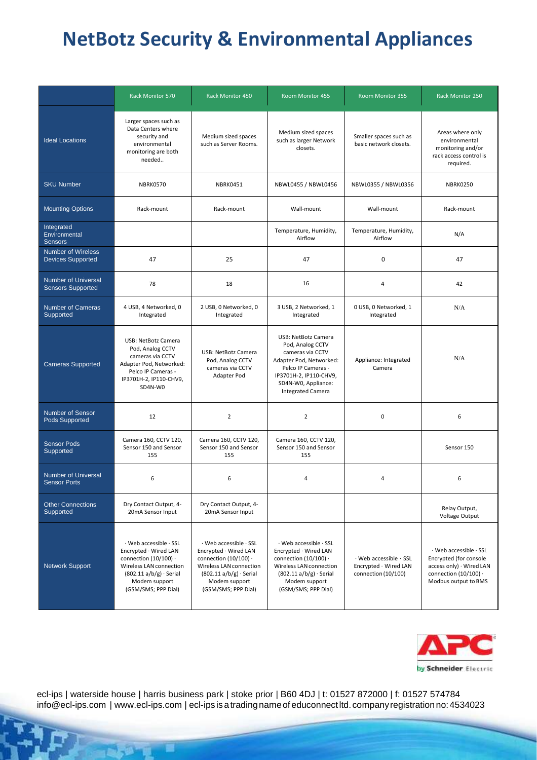# NetBotz Security & Environmental Appliances

| | Rack Monitor 570 | Rack Monitor 450 | Room Monitor 455 | Room Monitor 355 | Rack Monitor 250 |
|---|---|---|---|---|---|
| Ideal Locations | Larger spaces such as Data Centers where security and environmental monitoring are both needed.. | Medium sized spaces such as Server Rooms. | Medium sized spaces such as larger Network closets. | Smaller spaces such as basic network closets. | Areas where only environmental monitoring and/or rack access control is required. |
| SKU Number | NBRK0570 | NBRK0451 | NBWL0455 / NBWL0456 | NBWL0355 / NBWL0356 | NBRK0250 |
| Mounting Options | Rack-mount | Rack-mount | Wall-mount | Wall-mount | Rack-mount |
| Integrated Environmental Sensors | | | Temperature, Humidity, Airflow | Temperature, Humidity, Airflow | N/A |
| Number of Wireless Devices Supported | 47 | 25 | 47 | 0 | 47 |
| Number of Universal Sensors Supported | 78 | 18 | 16 | 4 | 42 |
| Number of Cameras Supported | 4 USB, 4 Networked, 0 Integrated | 2 USB, 0 Networked, 0 Integrated | 3 USB, 2 Networked, 1 Integrated | 0 USB, 0 Networked, 1 Integrated | N/A |
| Cameras Supported | USB: NetBotz Camera Pod, Analog CCTV cameras via CCTV Adapter Pod, Networked: Pelco IP Cameras - IP3701H-2, IP110-CHV9, SD4N-W0 | USB: NetBotz Camera Pod, Analog CCTV cameras via CCTV Adapter Pod | USB: NetBotz Camera Pod, Analog CCTV cameras via CCTV Adapter Pod, Networked: Pelco IP Cameras - IP3701H-2, IP110-CHV9, SD4N-W0, Appliance: Integrated Camera | Appliance: Integrated Camera | N/A |
| Number of Sensor Pods Supported | 12 | 2 | 2 | 0 | 6 |
| Sensor Pods Supported | Camera 160, CCTV 120, Sensor 150 and Sensor 155 | Camera 160, CCTV 120, Sensor 150 and Sensor 155 | Camera 160, CCTV 120, Sensor 150 and Sensor 155 | | Sensor 150 |
| Number of Universal Sensor Ports | 6 | 6 | 4 | 4 | 6 |
| Other Connections Supported | Dry Contact Output, 4-20mA Sensor Input | Dry Contact Output, 4-20mA Sensor Input | | | Relay Output, Voltage Output |
| Network Support | · Web accessible · SSL Encrypted · Wired LAN connection (10/100) · Wireless LAN connection (802.11 a/b/g) · Serial Modem support (GSM/SMS; PPP Dial) | · Web accessible · SSL Encrypted · Wired LAN connection (10/100) · Wireless LAN connection (802.11 a/b/g) · Serial Modem support (GSM/SMS; PPP Dial) | · Web accessible · SSL Encrypted · Wired LAN connection (10/100) · Wireless LAN connection (802.11 a/b/g) · Serial Modem support (GSM/SMS; PPP Dial) | · Web accessible · SSL Encrypted · Wired LAN connection (10/100) | · Web accessible · SSL Encrypted (for console access only) · Wired LAN connection (10/100) · Modbus output to BMS |

APC by Schneider Electric

ecl-ips | waterside house | harris business park | stoke prior | B60 4DJ | t: 01527 872000 | f: 01527 574784
info@ecl-ips.com | www.ecl-ips.com | ecl-ips is a trading name of educonnect ltd. company registration no: 4534023